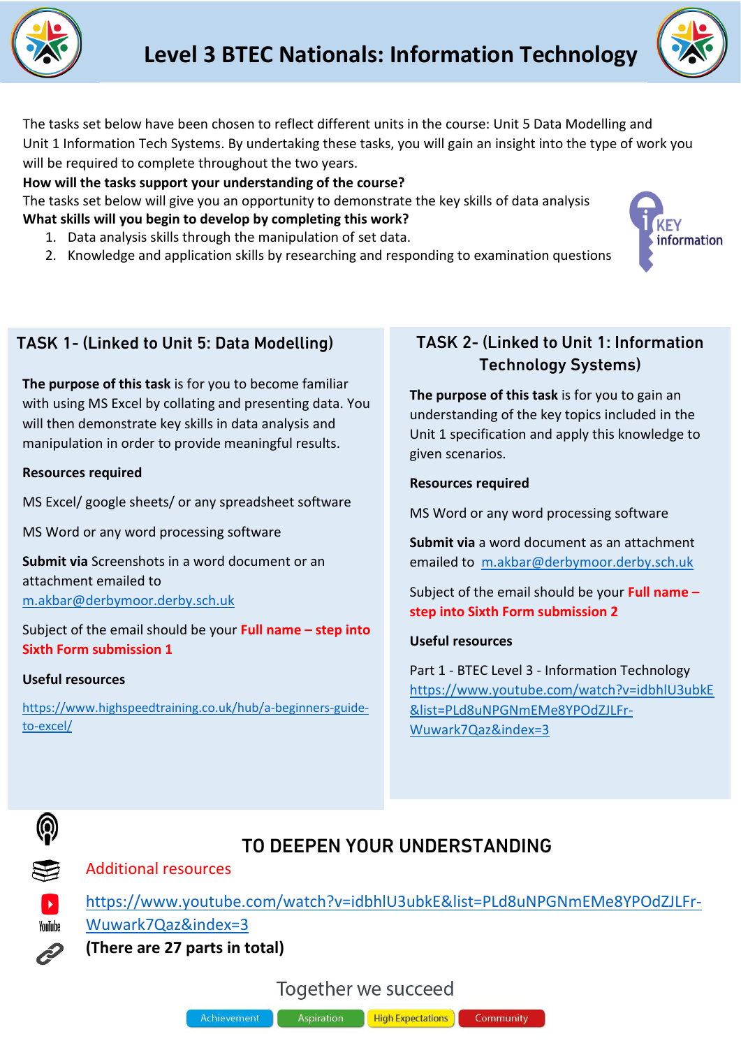# Level 3 BTEC Nationals: Information Technology

The tasks set below have been chosen to reflect different units in the course: Unit 5 Data Modelling and Unit 1 Information Tech Systems. By undertaking these tasks, you will gain an insight into the type of work you will be required to complete throughout the two years.

**How will the tasks support your understanding of the course?**

The tasks set below will give you an opportunity to demonstrate the key skills of data analysis

**What skills will you begin to develop by completing this work?**

1. Data analysis skills through the manipulation of set data.
2. Knowledge and application skills by researching and responding to examination questions

KEY information

## TASK 1- (Linked to Unit 5: Data Modelling)

**The purpose of this task** is for you to become familiar with using MS Excel by collating and presenting data. You will then demonstrate key skills in data analysis and manipulation in order to provide meaningful results.

**Resources required**

MS Excel/ google sheets/ or any spreadsheet software

MS Word or any word processing software

**Submit via** Screenshots in a word document or an attachment emailed to m.akbar@derbymoor.derby.sch.uk

Subject of the email should be your **Full name – step into Sixth Form submission 1**

**Useful resources**

https://www.highspeedtraining.co.uk/hub/a-beginners-guide-to-excel/

## TASK 2- (Linked to Unit 1: Information Technology Systems)

**The purpose of this task** is for you to gain an understanding of the key topics included in the Unit 1 specification and apply this knowledge to given scenarios.

**Resources required**

MS Word or any word processing software

**Submit via** a word document as an attachment emailed to m.akbar@derbymoor.derby.sch.uk

Subject of the email should be your **Full name – step into Sixth Form submission 2**

**Useful resources**

Part 1 - BTEC Level 3 - Information Technology
https://www.youtube.com/watch?v=idbhlU3ubkE&list=PLd8uNPGNmEMe8YPOdZJLFr-Wuwark7Qaz&index=3

## TO DEEPEN YOUR UNDERSTANDING

Additional resources

https://www.youtube.com/watch?v=idbhlU3ubkE&list=PLd8uNPGNmEMe8YPOdZJLFr-Wuwark7Qaz&index=3

**(There are 27 parts in total)**

Together we succeed

Achievement | Aspiration | High Expectations | Community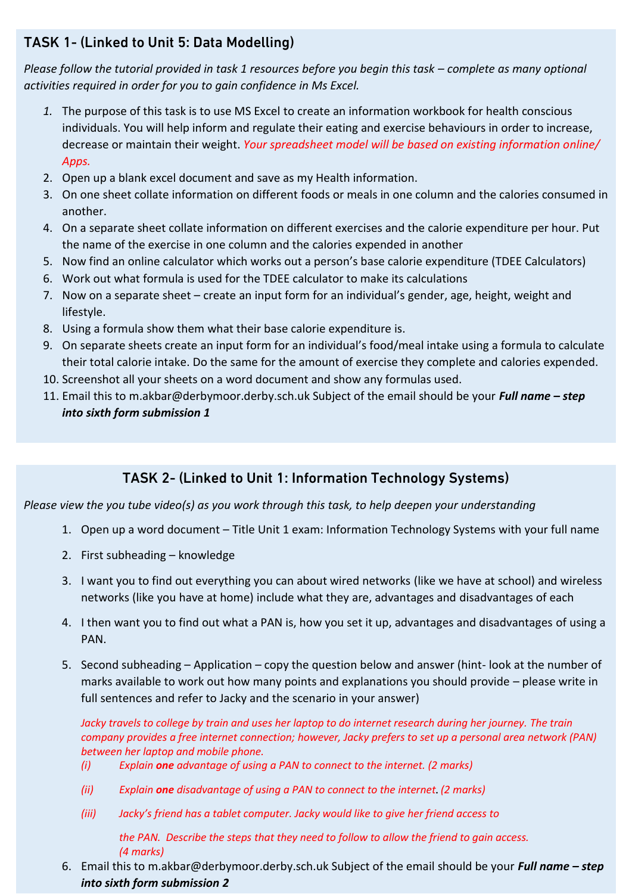## TASK 1- (Linked to Unit 5: Data Modelling)

*Please follow the tutorial provided in task 1 resources before you begin this task – complete as many optional activities required in order for you to gain confidence in Ms Excel.*

1. The purpose of this task is to use MS Excel to create an information workbook for health conscious individuals. You will help inform and regulate their eating and exercise behaviours in order to increase, decrease or maintain their weight. *Your spreadsheet model will be based on existing information online/ Apps.*
2. Open up a blank excel document and save as my Health information.
3. On one sheet collate information on different foods or meals in one column and the calories consumed in another.
4. On a separate sheet collate information on different exercises and the calorie expenditure per hour. Put the name of the exercise in one column and the calories expended in another
5. Now find an online calculator which works out a person's base calorie expenditure (TDEE Calculators)
6. Work out what formula is used for the TDEE calculator to make its calculations
7. Now on a separate sheet – create an input form for an individual's gender, age, height, weight and lifestyle.
8. Using a formula show them what their base calorie expenditure is.
9. On separate sheets create an input form for an individual's food/meal intake using a formula to calculate their total calorie intake. Do the same for the amount of exercise they complete and calories expended.
10. Screenshot all your sheets on a word document and show any formulas used.
11. Email this to m.akbar@derbymoor.derby.sch.uk Subject of the email should be your ***Full name – step into sixth form submission 1***

## TASK 2- (Linked to Unit 1: Information Technology Systems)

*Please view the you tube video(s) as you work through this task, to help deepen your understanding*

1. Open up a word document – Title Unit 1 exam: Information Technology Systems with your full name
2. First subheading – knowledge
3. I want you to find out everything you can about wired networks (like we have at school) and wireless networks (like you have at home) include what they are, advantages and disadvantages of each
4. I then want you to find out what a PAN is, how you set it up, advantages and disadvantages of using a PAN.
5. Second subheading – Application – copy the question below and answer (hint- look at the number of marks available to work out how many points and explanations you should provide – please write in full sentences and refer to Jacky and the scenario in your answer)

   *Jacky travels to college by train and uses her laptop to do internet research during her journey. The train company provides a free internet connection; however, Jacky prefers to set up a personal area network (PAN) between her laptop and mobile phone.*

   *(i) Explain **one** advantage of using a PAN to connect to the internet. (2 marks)*

   *(ii) Explain **one** disadvantage of using a PAN to connect to the internet. (2 marks)*

   *(iii) Jacky's friend has a tablet computer. Jacky would like to give her friend access to the PAN. Describe the steps that they need to follow to allow the friend to gain access. (4 marks)*

6. Email this to m.akbar@derbymoor.derby.sch.uk Subject of the email should be your ***Full name – step into sixth form submission 2***